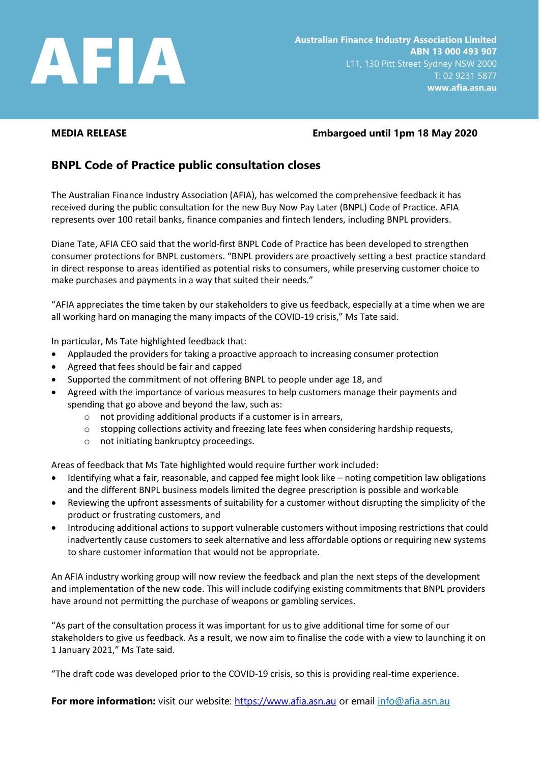AFIA

**Australian Finance Industry Association Limited**
**ABN 13 000 493 907**
L11, 130 Pitt Street Sydney NSW 2000
T: 02 9231 5877
**www.afia.asn.au**

**MEDIA RELEASE** **Embargoed until 1pm 18 May 2020**

## BNPL Code of Practice public consultation closes

The Australian Finance Industry Association (AFIA), has welcomed the comprehensive feedback it has received during the public consultation for the new Buy Now Pay Later (BNPL) Code of Practice. AFIA represents over 100 retail banks, finance companies and fintech lenders, including BNPL providers.

Diane Tate, AFIA CEO said that the world-first BNPL Code of Practice has been developed to strengthen consumer protections for BNPL customers. "BNPL providers are proactively setting a best practice standard in direct response to areas identified as potential risks to consumers, while preserving customer choice to make purchases and payments in a way that suited their needs."

"AFIA appreciates the time taken by our stakeholders to give us feedback, especially at a time when we are all working hard on managing the many impacts of the COVID-19 crisis," Ms Tate said.

In particular, Ms Tate highlighted feedback that:

- Applauded the providers for taking a proactive approach to increasing consumer protection
- Agreed that fees should be fair and capped
- Supported the commitment of not offering BNPL to people under age 18, and
- Agreed with the importance of various measures to help customers manage their payments and spending that go above and beyond the law, such as:
    - not providing additional products if a customer is in arrears,
    - stopping collections activity and freezing late fees when considering hardship requests,
    - not initiating bankruptcy proceedings.

Areas of feedback that Ms Tate highlighted would require further work included:

- Identifying what a fair, reasonable, and capped fee might look like – noting competition law obligations and the different BNPL business models limited the degree prescription is possible and workable
- Reviewing the upfront assessments of suitability for a customer without disrupting the simplicity of the product or frustrating customers, and
- Introducing additional actions to support vulnerable customers without imposing restrictions that could inadvertently cause customers to seek alternative and less affordable options or requiring new systems to share customer information that would not be appropriate.

An AFIA industry working group will now review the feedback and plan the next steps of the development and implementation of the new code. This will include codifying existing commitments that BNPL providers have around not permitting the purchase of weapons or gambling services.

"As part of the consultation process it was important for us to give additional time for some of our stakeholders to give us feedback. As a result, we now aim to finalise the code with a view to launching it on 1 January 2021," Ms Tate said.

"The draft code was developed prior to the COVID-19 crisis, so this is providing real-time experience.

**For more information:** visit our website: https://www.afia.asn.au or email info@afia.asn.au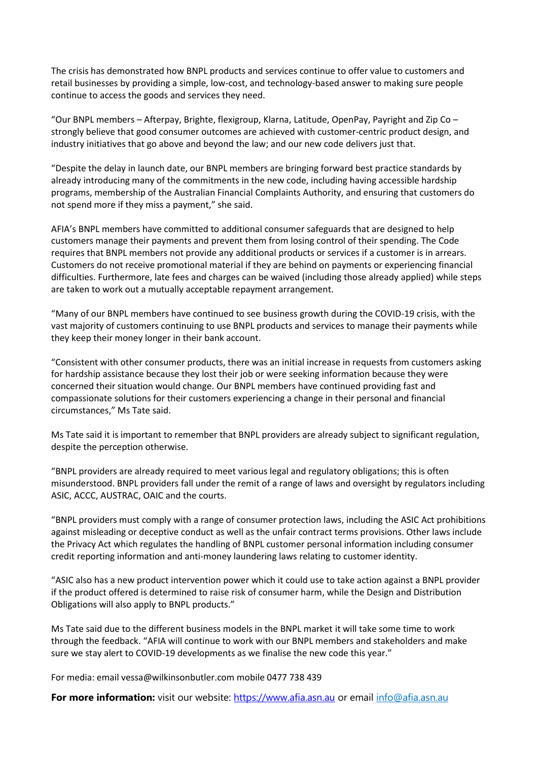The crisis has demonstrated how BNPL products and services continue to offer value to customers and retail businesses by providing a simple, low-cost, and technology-based answer to making sure people continue to access the goods and services they need.

“Our BNPL members – Afterpay, Brighte, flexigroup, Klarna, Latitude, OpenPay, Payright and Zip Co – strongly believe that good consumer outcomes are achieved with customer-centric product design, and industry initiatives that go above and beyond the law; and our new code delivers just that.

“Despite the delay in launch date, our BNPL members are bringing forward best practice standards by already introducing many of the commitments in the new code, including having accessible hardship programs, membership of the Australian Financial Complaints Authority, and ensuring that customers do not spend more if they miss a payment,” she said.

AFIA’s BNPL members have committed to additional consumer safeguards that are designed to help customers manage their payments and prevent them from losing control of their spending. The Code requires that BNPL members not provide any additional products or services if a customer is in arrears. Customers do not receive promotional material if they are behind on payments or experiencing financial difficulties. Furthermore, late fees and charges can be waived (including those already applied) while steps are taken to work out a mutually acceptable repayment arrangement.

“Many of our BNPL members have continued to see business growth during the COVID-19 crisis, with the vast majority of customers continuing to use BNPL products and services to manage their payments while they keep their money longer in their bank account.

“Consistent with other consumer products, there was an initial increase in requests from customers asking for hardship assistance because they lost their job or were seeking information because they were concerned their situation would change. Our BNPL members have continued providing fast and compassionate solutions for their customers experiencing a change in their personal and financial circumstances,” Ms Tate said.

Ms Tate said it is important to remember that BNPL providers are already subject to significant regulation, despite the perception otherwise.

“BNPL providers are already required to meet various legal and regulatory obligations; this is often misunderstood. BNPL providers fall under the remit of a range of laws and oversight by regulators including ASIC, ACCC, AUSTRAC, OAIC and the courts.

“BNPL providers must comply with a range of consumer protection laws, including the ASIC Act prohibitions against misleading or deceptive conduct as well as the unfair contract terms provisions. Other laws include the Privacy Act which regulates the handling of BNPL customer personal information including consumer credit reporting information and anti-money laundering laws relating to customer identity.

“ASIC also has a new product intervention power which it could use to take action against a BNPL provider if the product offered is determined to raise risk of consumer harm, while the Design and Distribution Obligations will also apply to BNPL products.”

Ms Tate said due to the different business models in the BNPL market it will take some time to work through the feedback. “AFIA will continue to work with our BNPL members and stakeholders and make sure we stay alert to COVID-19 developments as we finalise the new code this year.”

For media: email vessa@wilkinsonbutler.com mobile 0477 738 439

**For more information:** visit our website: https://www.afia.asn.au or email info@afia.asn.au